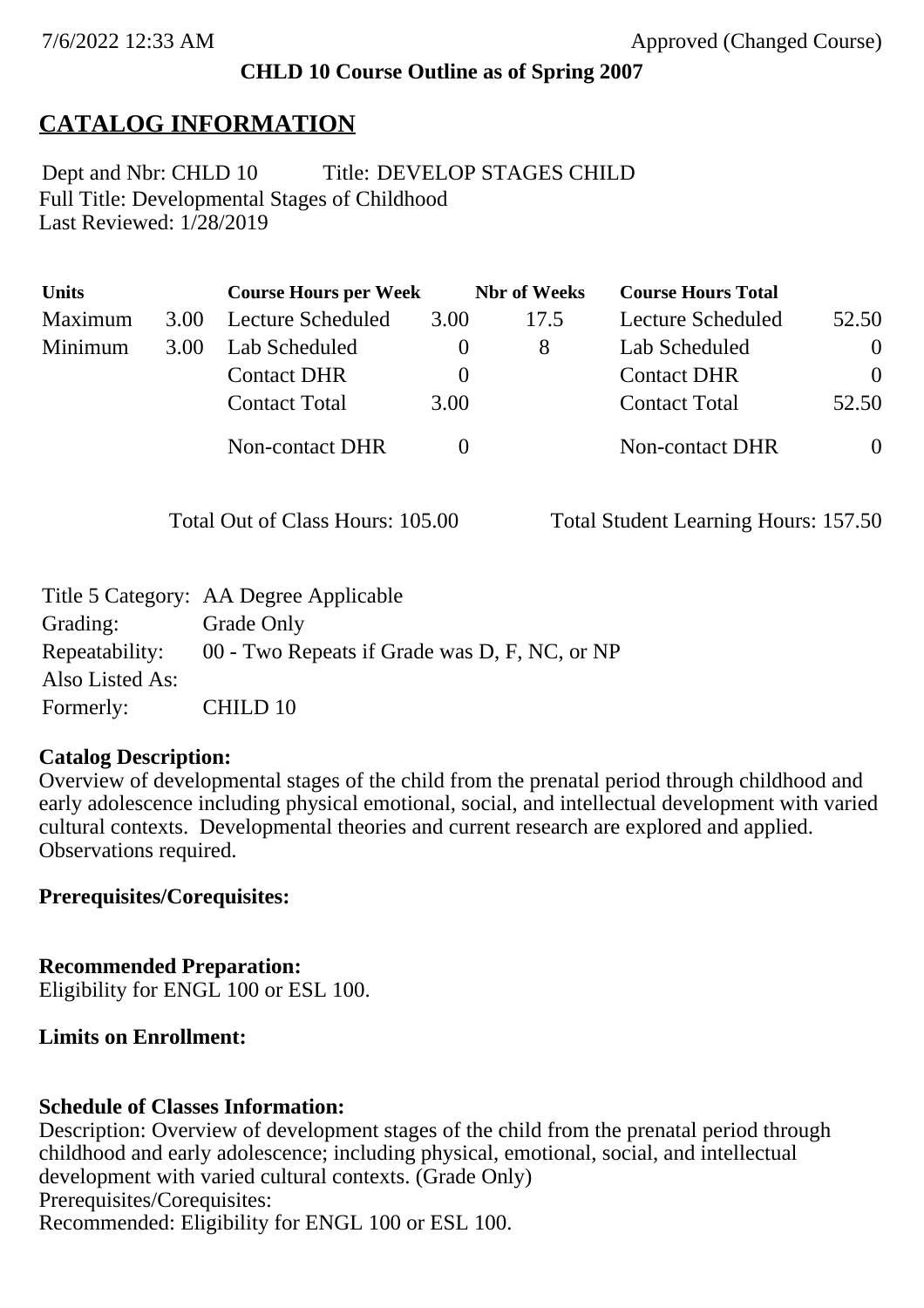7/6/2022 12:33 AM Approved (Changed Course)

**CHLD 10 Course Outline as of Spring 2007**

# CATALOG INFORMATION

Dept and Nbr: CHLD 10 Title: DEVELOP STAGES CHILD
Full Title: Developmental Stages of Childhood
Last Reviewed: 1/28/2019

| Units | | Course Hours per Week | | Nbr of Weeks | Course Hours Total | |
|---|---|---|---|---|---|---|
| Maximum | 3.00 | Lecture Scheduled | 3.00 | 17.5 | Lecture Scheduled | 52.50 |
| Minimum | 3.00 | Lab Scheduled | 0 | 8 | Lab Scheduled | 0 |
| | | Contact DHR | 0 | | Contact DHR | 0 |
| | | Contact Total | 3.00 | | Contact Total | 52.50 |
| | | Non-contact DHR | 0 | | Non-contact DHR | 0 |

Total Out of Class Hours: 105.00 Total Student Learning Hours: 157.50

| | |
|---|---|
| Title 5 Category: | AA Degree Applicable |
| Grading: | Grade Only |
| Repeatability: | 00 - Two Repeats if Grade was D, F, NC, or NP |
| Also Listed As: | |
| Formerly: | CHILD 10 |

**Catalog Description:**
Overview of developmental stages of the child from the prenatal period through childhood and early adolescence including physical emotional, social, and intellectual development with varied cultural contexts. Developmental theories and current research are explored and applied. Observations required.

**Prerequisites/Corequisites:**

**Recommended Preparation:**
Eligibility for ENGL 100 or ESL 100.

**Limits on Enrollment:**

**Schedule of Classes Information:**
Description: Overview of development stages of the child from the prenatal period through childhood and early adolescence; including physical, emotional, social, and intellectual development with varied cultural contexts. (Grade Only)
Prerequisites/Corequisites:
Recommended: Eligibility for ENGL 100 or ESL 100.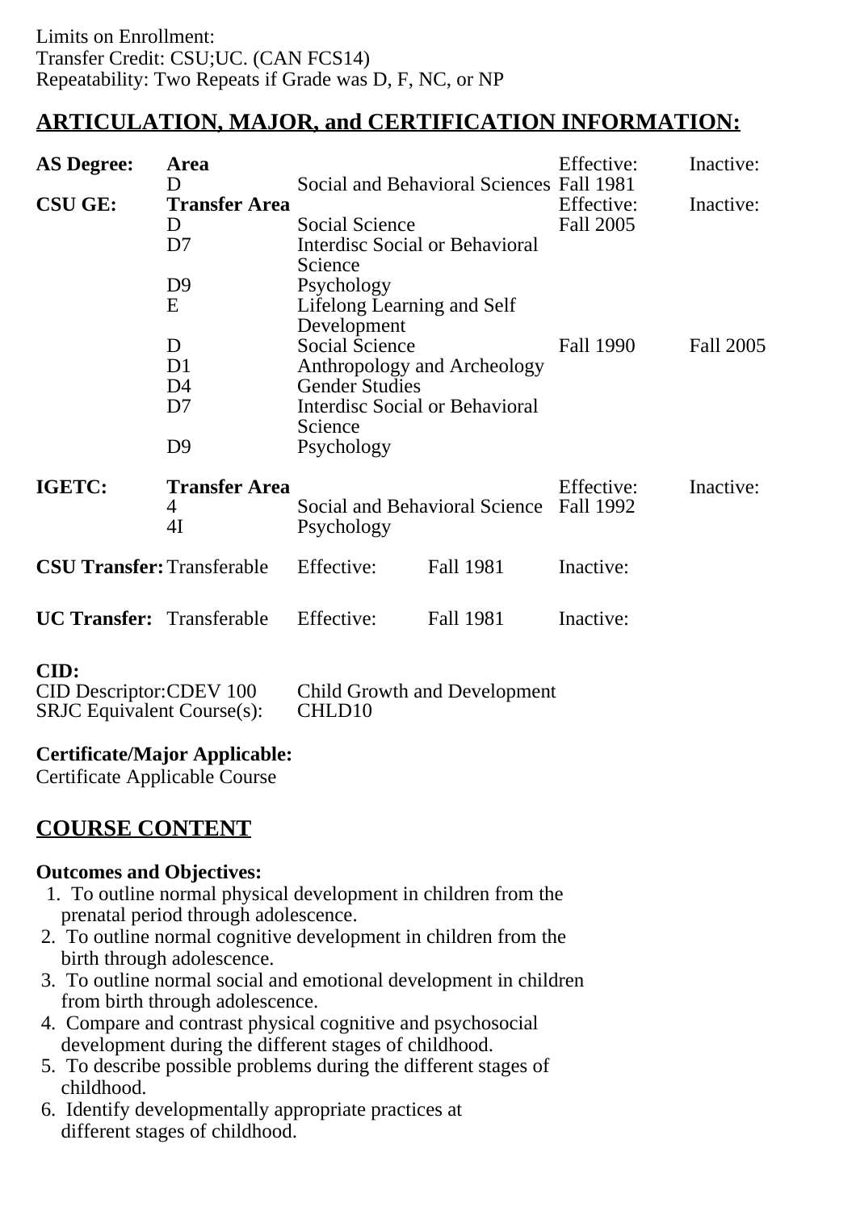Limits on Enrollment:
Transfer Credit: CSU;UC. (CAN FCS14)
Repeatability: Two Repeats if Grade was D, F, NC, or NP

## ARTICULATION, MAJOR, and CERTIFICATION INFORMATION:

| | | | Effective: | Inactive: |
|---|---|---|---|---|
| **AS Degree:** | **Area** | | Effective: | Inactive: |
| | D | Social and Behavioral Sciences | Fall 1981 | |
| **CSU GE:** | **Transfer Area** | | Effective: | Inactive: |
| | D | Social Science | Fall 2005 | |
| | D7 | Interdisc Social or Behavioral Science | | |
| | D9 | Psychology | | |
| | E | Lifelong Learning and Self Development | | |
| | D | Social Science | Fall 1990 | Fall 2005 |
| | D1 | Anthropology and Archeology | | |
| | D4 | Gender Studies | | |
| | D7 | Interdisc Social or Behavioral Science | | |
| | D9 | Psychology | | |
| **IGETC:** | **Transfer Area** | | Effective: | Inactive: |
| | 4 | Social and Behavioral Science | Fall 1992 | |
| | 4I | Psychology | | |

**CSU Transfer:** Transferable Effective: Fall 1981 Inactive:

**UC Transfer:** Transferable Effective: Fall 1981 Inactive:

**CID:**
CID Descriptor:CDEV 100 Child Growth and Development
SRJC Equivalent Course(s): CHLD10

**Certificate/Major Applicable:**
Certificate Applicable Course

## COURSE CONTENT

**Outcomes and Objectives:**

1. To outline normal physical development in children from the prenatal period through adolescence.
2. To outline normal cognitive development in children from the birth through adolescence.
3. To outline normal social and emotional development in children from birth through adolescence.
4. Compare and contrast physical cognitive and psychosocial development during the different stages of childhood.
5. To describe possible problems during the different stages of childhood.
6. Identify developmentally appropriate practices at different stages of childhood.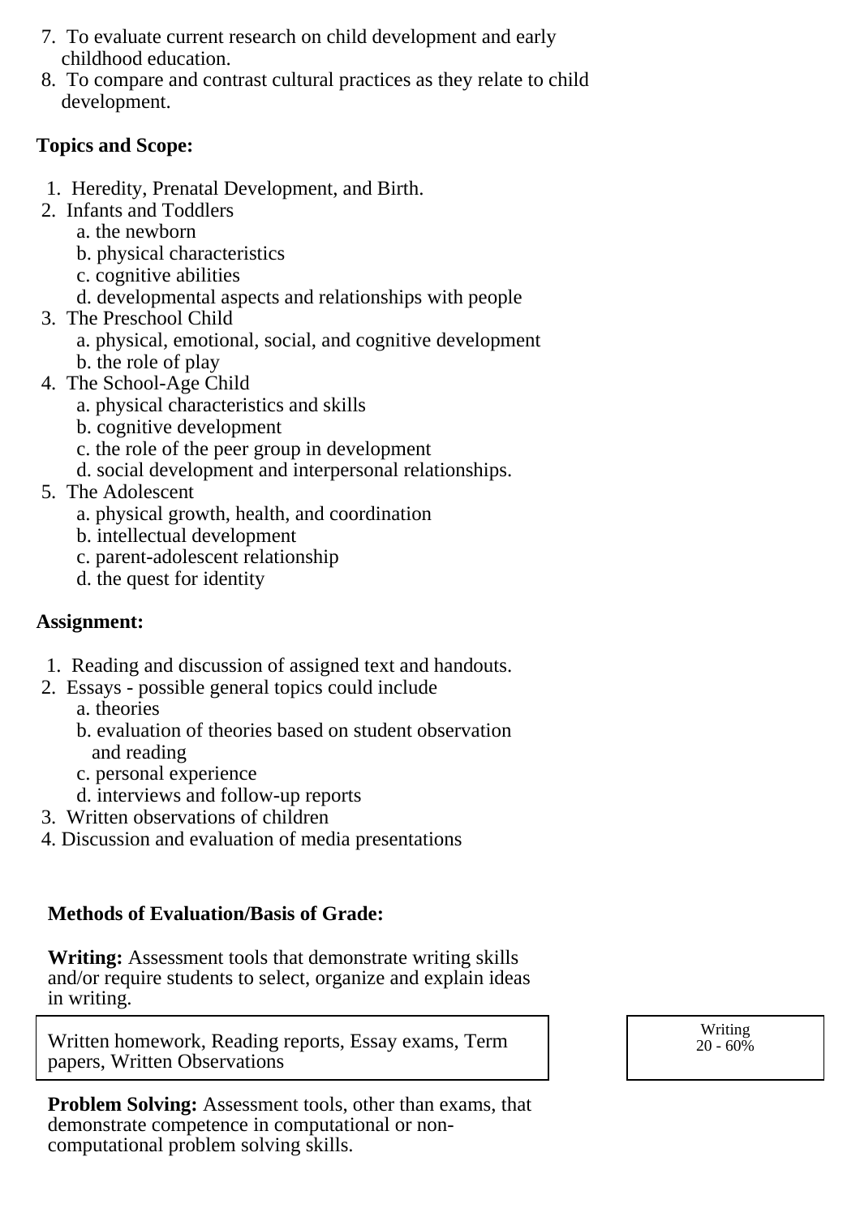7. To evaluate current research on child development and early childhood education.
8. To compare and contrast cultural practices as they relate to child development.

**Topics and Scope:**

1. Heredity, Prenatal Development, and Birth.
2. Infants and Toddlers
   a. the newborn
   b. physical characteristics
   c. cognitive abilities
   d. developmental aspects and relationships with people
3. The Preschool Child
   a. physical, emotional, social, and cognitive development
   b. the role of play
4. The School-Age Child
   a. physical characteristics and skills
   b. cognitive development
   c. the role of the peer group in development
   d. social development and interpersonal relationships.
5. The Adolescent
   a. physical growth, health, and coordination
   b. intellectual development
   c. parent-adolescent relationship
   d. the quest for identity

**Assignment:**

1. Reading and discussion of assigned text and handouts.
2. Essays - possible general topics could include
   a. theories
   b. evaluation of theories based on student observation and reading
   c. personal experience
   d. interviews and follow-up reports
3. Written observations of children
4. Discussion and evaluation of media presentations

**Methods of Evaluation/Basis of Grade:**

**Writing:** Assessment tools that demonstrate writing skills and/or require students to select, organize and explain ideas in writing.

| Written homework, Reading reports, Essay exams, Term papers, Written Observations | Writing 20 - 60% |
|---|---|

**Problem Solving:** Assessment tools, other than exams, that demonstrate competence in computational or non-computational problem solving skills.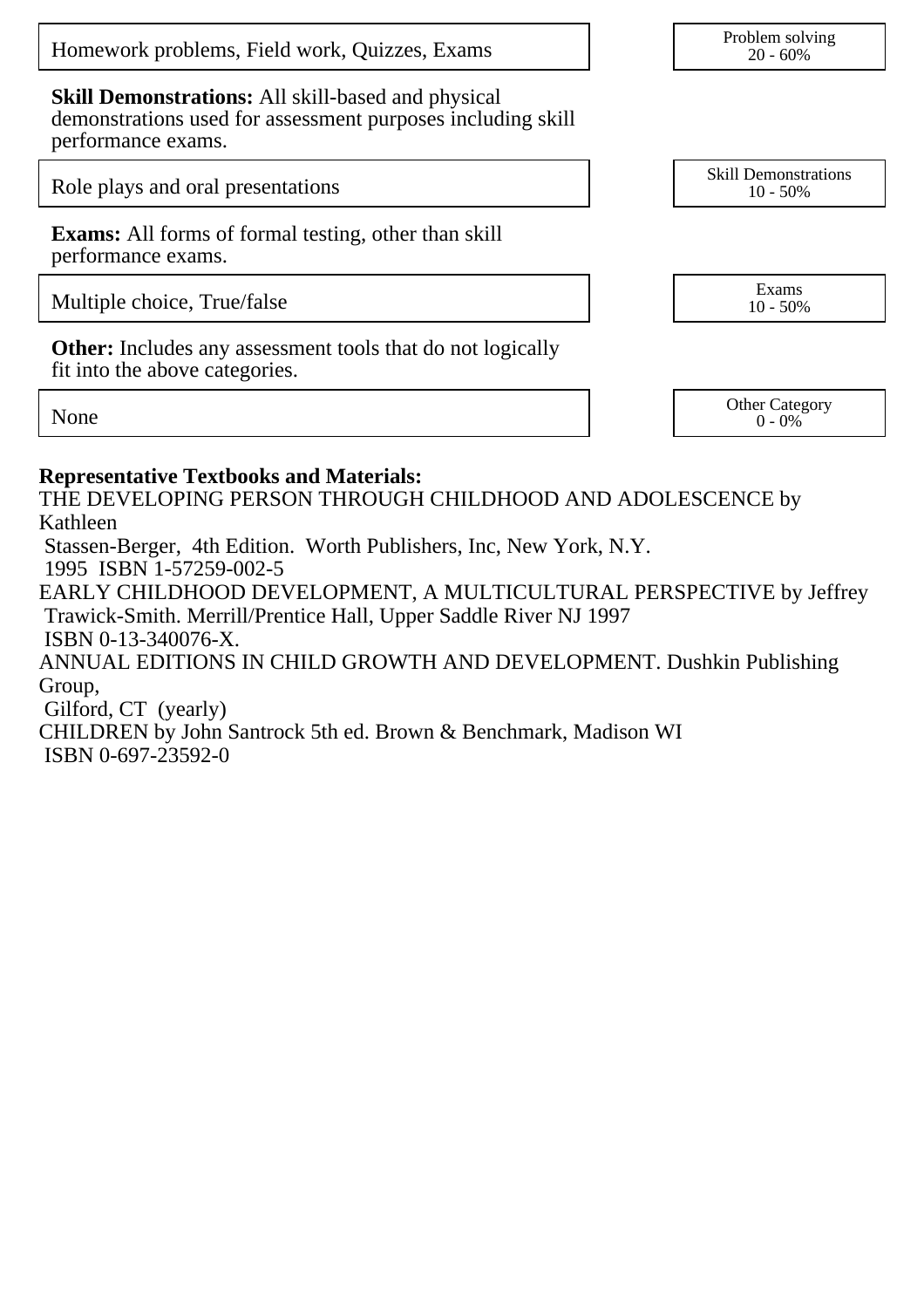| | |
|---|---|
| Homework problems, Field work, Quizzes, Exams | Problem solving<br>20 - 60% |

**Skill Demonstrations:** All skill-based and physical demonstrations used for assessment purposes including skill performance exams.

| | |
|---|---|
| Role plays and oral presentations | Skill Demonstrations<br>10 - 50% |

**Exams:** All forms of formal testing, other than skill performance exams.

| | |
|---|---|
| Multiple choice, True/false | Exams<br>10 - 50% |

**Other:** Includes any assessment tools that do not logically fit into the above categories.

| | |
|---|---|
| None | Other Category<br>0 - 0% |

**Representative Textbooks and Materials:**

THE DEVELOPING PERSON THROUGH CHILDHOOD AND ADOLESCENCE by Kathleen
Stassen-Berger, 4th Edition. Worth Publishers, Inc, New York, N.Y.
1995 ISBN 1-57259-002-5

EARLY CHILDHOOD DEVELOPMENT, A MULTICULTURAL PERSPECTIVE by Jeffrey
Trawick-Smith. Merrill/Prentice Hall, Upper Saddle River NJ 1997
ISBN 0-13-340076-X.

ANNUAL EDITIONS IN CHILD GROWTH AND DEVELOPMENT. Dushkin Publishing Group,
Gilford, CT (yearly)

CHILDREN by John Santrock 5th ed. Brown & Benchmark, Madison WI
ISBN 0-697-23592-0